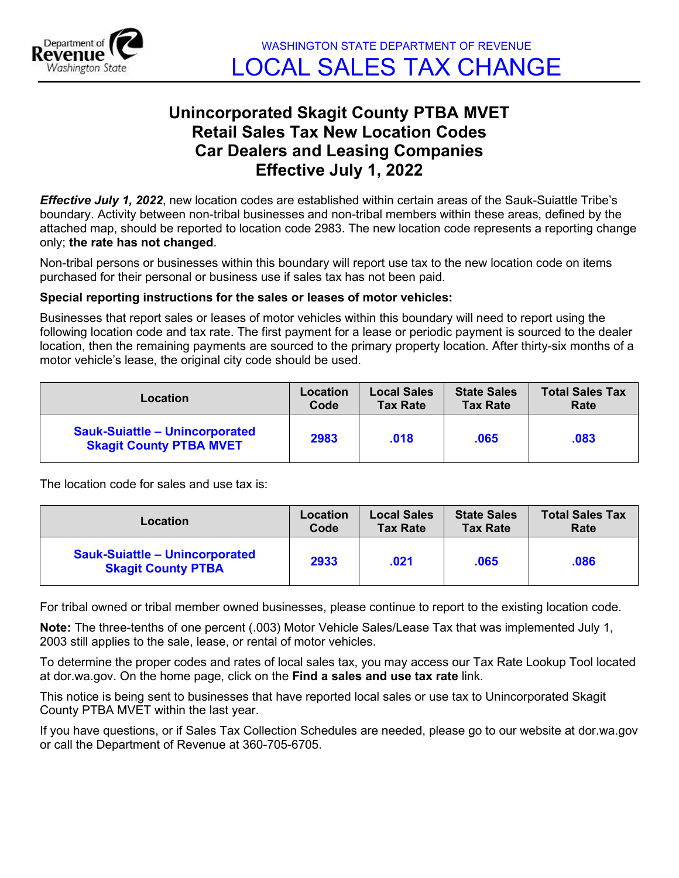WASHINGTON STATE DEPARTMENT OF REVENUE

# LOCAL SALES TAX CHANGE

## Unincorporated Skagit County PTBA MVET Retail Sales Tax New Location Codes Car Dealers and Leasing Companies Effective July 1, 2022

***Effective July 1, 2022***, new location codes are established within certain areas of the Sauk-Suiattle Tribe's boundary. Activity between non-tribal businesses and non-tribal members within these areas, defined by the attached map, should be reported to location code 2983. The new location code represents a reporting change only; **the rate has not changed**.

Non-tribal persons or businesses within this boundary will report use tax to the new location code on items purchased for their personal or business use if sales tax has not been paid.

**Special reporting instructions for the sales or leases of motor vehicles:**

Businesses that report sales or leases of motor vehicles within this boundary will need to report using the following location code and tax rate. The first payment for a lease or periodic payment is sourced to the dealer location, then the remaining payments are sourced to the primary property location. After thirty-six months of a motor vehicle's lease, the original city code should be used.

| Location | Location Code | Local Sales Tax Rate | State Sales Tax Rate | Total Sales Tax Rate |
|---|---|---|---|---|
| Sauk-Suiattle – Unincorporated Skagit County PTBA MVET | 2983 | .018 | .065 | .083 |

The location code for sales and use tax is:

| Location | Location Code | Local Sales Tax Rate | State Sales Tax Rate | Total Sales Tax Rate |
|---|---|---|---|---|
| Sauk-Suiattle – Unincorporated Skagit County PTBA | 2933 | .021 | .065 | .086 |

For tribal owned or tribal member owned businesses, please continue to report to the existing location code.

**Note:** The three-tenths of one percent (.003) Motor Vehicle Sales/Lease Tax that was implemented July 1, 2003 still applies to the sale, lease, or rental of motor vehicles.

To determine the proper codes and rates of local sales tax, you may access our Tax Rate Lookup Tool located at dor.wa.gov. On the home page, click on the **Find a sales and use tax rate** link.

This notice is being sent to businesses that have reported local sales or use tax to Unincorporated Skagit County PTBA MVET within the last year.

If you have questions, or if Sales Tax Collection Schedules are needed, please go to our website at dor.wa.gov or call the Department of Revenue at 360-705-6705.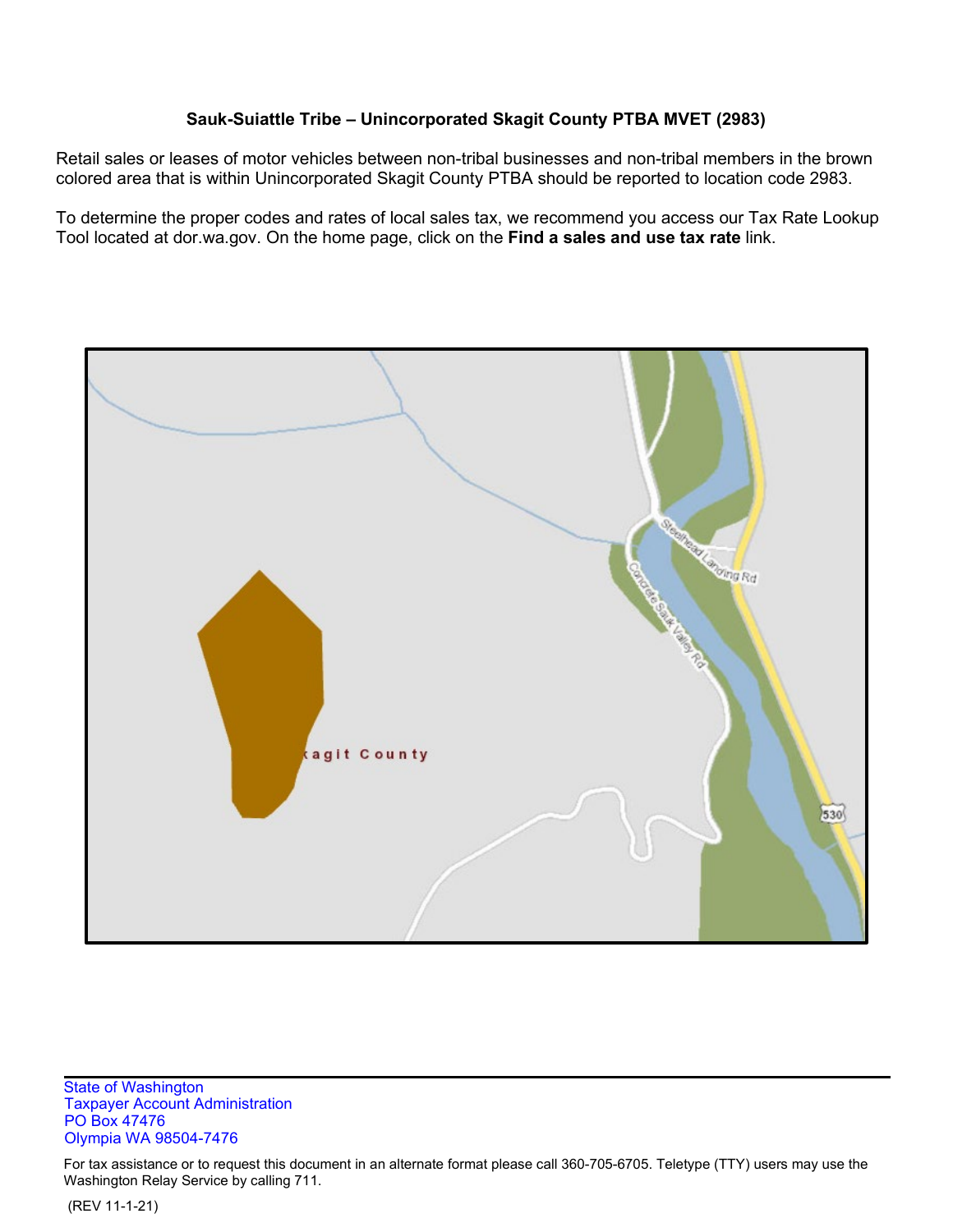**Sauk-Suiattle Tribe – Unincorporated Skagit County PTBA MVET (2983)**

Retail sales or leases of motor vehicles between non-tribal businesses and non-tribal members in the brown colored area that is within Unincorporated Skagit County PTBA should be reported to location code 2983.

To determine the proper codes and rates of local sales tax, we recommend you access our Tax Rate Lookup Tool located at dor.wa.gov. On the home page, click on the **Find a sales and use tax rate** link.

Steelhead Landing Rd

Concrete Sauk Valley Rd

Skagit County

530

State of Washington
Taxpayer Account Administration
PO Box 47476
Olympia WA 98504-7476

For tax assistance or to request this document in an alternate format please call 360-705-6705. Teletype (TTY) users may use the Washington Relay Service by calling 711.

(REV 11-1-21)